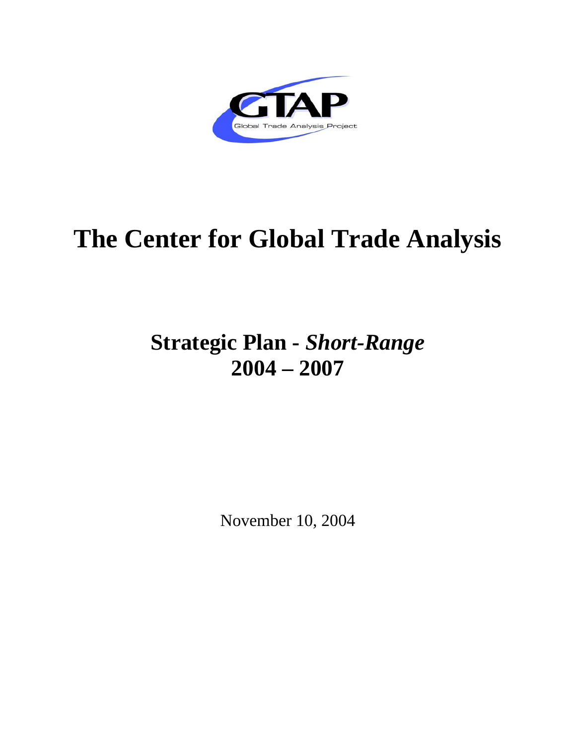GTAP

Global Trade Analysis Project

# The Center for Global Trade Analysis

## Strategic Plan - *Short-Range*
## 2004 – 2007

November 10, 2004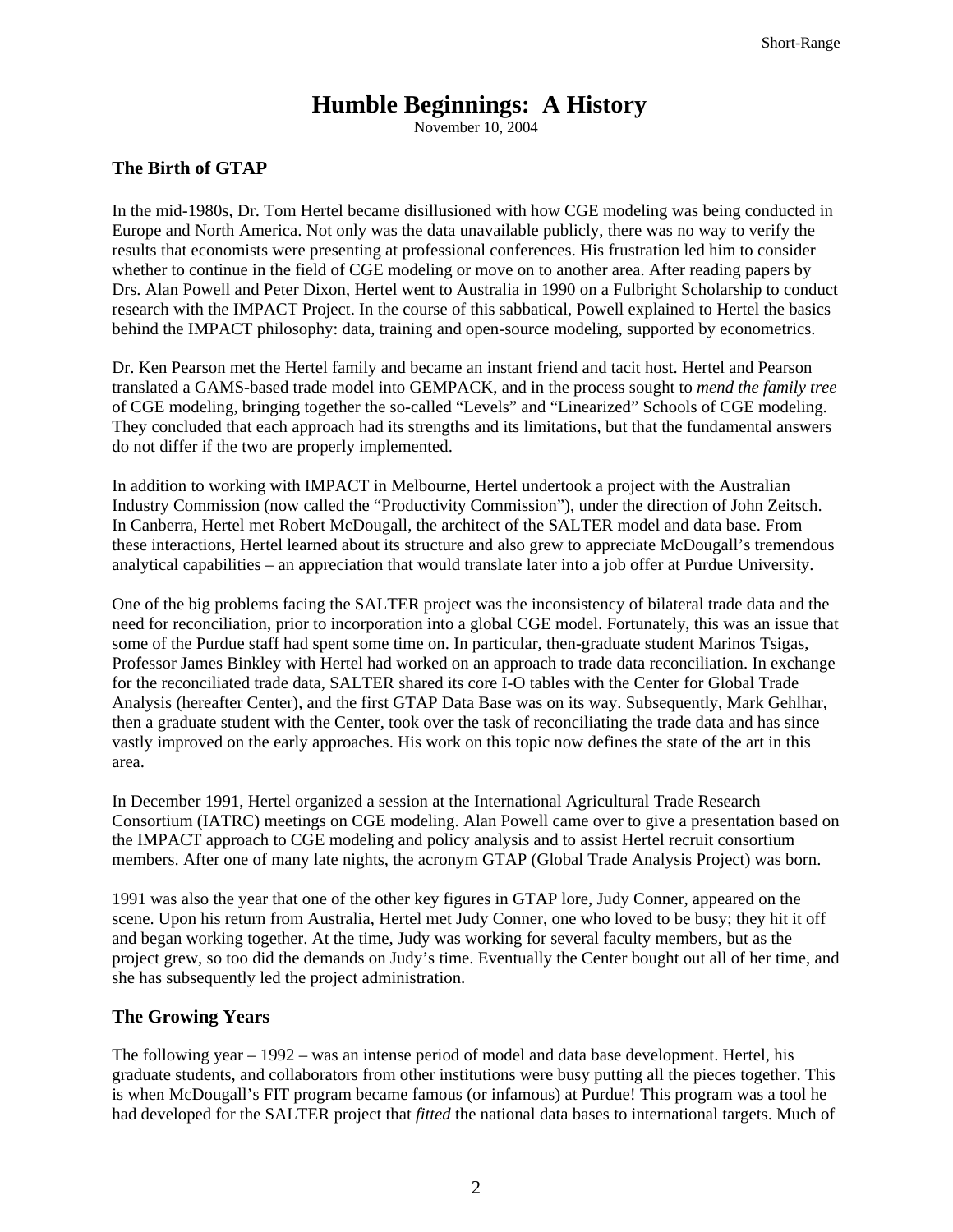# Humble Beginnings: A History

November 10, 2004

## The Birth of GTAP

In the mid-1980s, Dr. Tom Hertel became disillusioned with how CGE modeling was being conducted in Europe and North America. Not only was the data unavailable publicly, there was no way to verify the results that economists were presenting at professional conferences. His frustration led him to consider whether to continue in the field of CGE modeling or move on to another area. After reading papers by Drs. Alan Powell and Peter Dixon, Hertel went to Australia in 1990 on a Fulbright Scholarship to conduct research with the IMPACT Project. In the course of this sabbatical, Powell explained to Hertel the basics behind the IMPACT philosophy: data, training and open-source modeling, supported by econometrics.

Dr. Ken Pearson met the Hertel family and became an instant friend and tacit host. Hertel and Pearson translated a GAMS-based trade model into GEMPACK, and in the process sought to *mend the family tree* of CGE modeling, bringing together the so-called "Levels" and "Linearized" Schools of CGE modeling. They concluded that each approach had its strengths and its limitations, but that the fundamental answers do not differ if the two are properly implemented.

In addition to working with IMPACT in Melbourne, Hertel undertook a project with the Australian Industry Commission (now called the "Productivity Commission"), under the direction of John Zeitsch. In Canberra, Hertel met Robert McDougall, the architect of the SALTER model and data base. From these interactions, Hertel learned about its structure and also grew to appreciate McDougall's tremendous analytical capabilities – an appreciation that would translate later into a job offer at Purdue University.

One of the big problems facing the SALTER project was the inconsistency of bilateral trade data and the need for reconciliation, prior to incorporation into a global CGE model. Fortunately, this was an issue that some of the Purdue staff had spent some time on. In particular, then-graduate student Marinos Tsigas, Professor James Binkley with Hertel had worked on an approach to trade data reconciliation. In exchange for the reconciliated trade data, SALTER shared its core I-O tables with the Center for Global Trade Analysis (hereafter Center), and the first GTAP Data Base was on its way. Subsequently, Mark Gehlhar, then a graduate student with the Center, took over the task of reconciliating the trade data and has since vastly improved on the early approaches. His work on this topic now defines the state of the art in this area.

In December 1991, Hertel organized a session at the International Agricultural Trade Research Consortium (IATRC) meetings on CGE modeling. Alan Powell came over to give a presentation based on the IMPACT approach to CGE modeling and policy analysis and to assist Hertel recruit consortium members. After one of many late nights, the acronym GTAP (Global Trade Analysis Project) was born.

1991 was also the year that one of the other key figures in GTAP lore, Judy Conner, appeared on the scene. Upon his return from Australia, Hertel met Judy Conner, one who loved to be busy; they hit it off and began working together. At the time, Judy was working for several faculty members, but as the project grew, so too did the demands on Judy's time. Eventually the Center bought out all of her time, and she has subsequently led the project administration.

## The Growing Years

The following year – 1992 – was an intense period of model and data base development. Hertel, his graduate students, and collaborators from other institutions were busy putting all the pieces together. This is when McDougall's FIT program became famous (or infamous) at Purdue! This program was a tool he had developed for the SALTER project that *fitted* the national data bases to international targets. Much of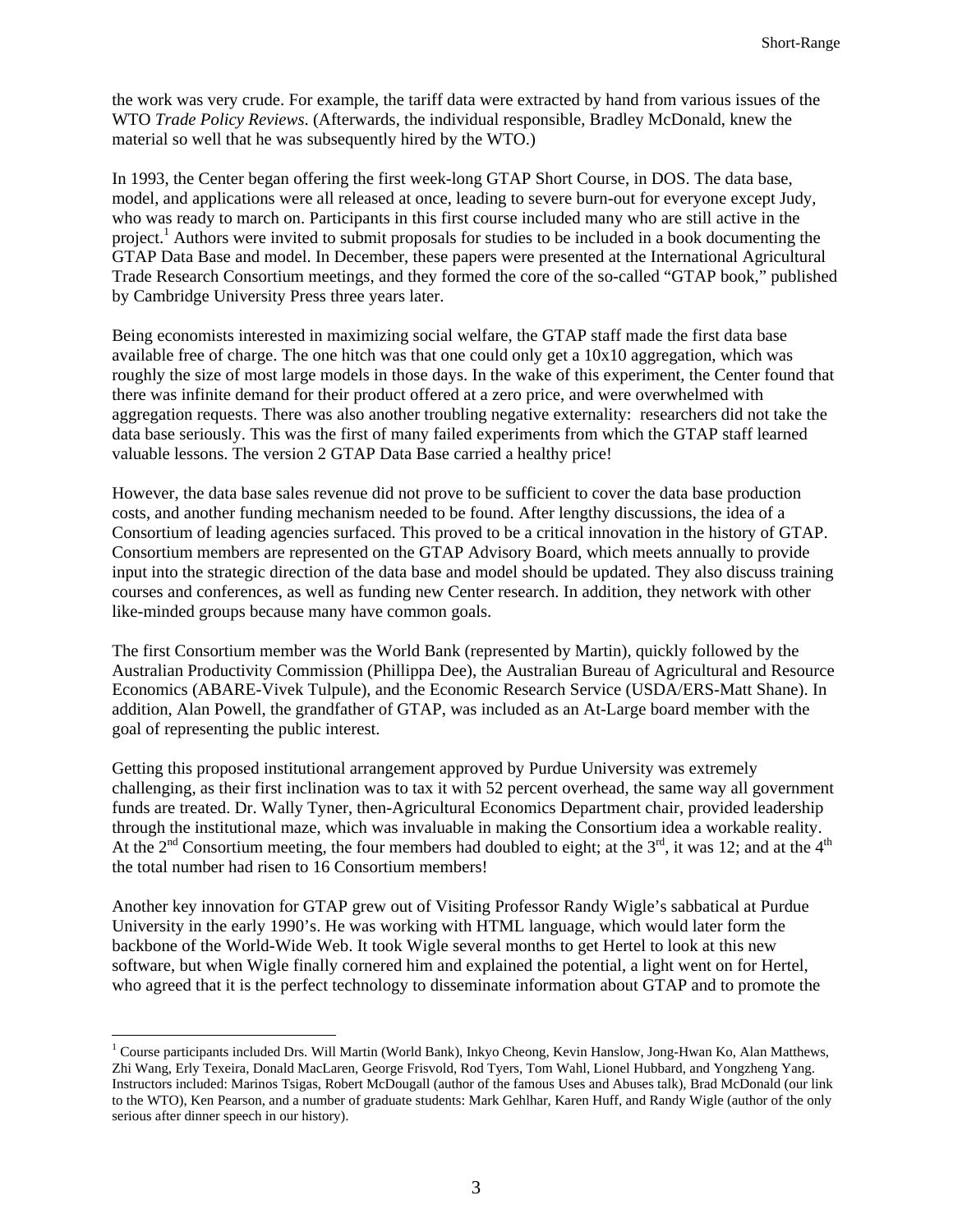the work was very crude. For example, the tariff data were extracted by hand from various issues of the WTO *Trade Policy Reviews*. (Afterwards, the individual responsible, Bradley McDonald, knew the material so well that he was subsequently hired by the WTO.)

In 1993, the Center began offering the first week-long GTAP Short Course, in DOS. The data base, model, and applications were all released at once, leading to severe burn-out for everyone except Judy, who was ready to march on. Participants in this first course included many who are still active in the project.[1] Authors were invited to submit proposals for studies to be included in a book documenting the GTAP Data Base and model. In December, these papers were presented at the International Agricultural Trade Research Consortium meetings, and they formed the core of the so-called "GTAP book," published by Cambridge University Press three years later.

Being economists interested in maximizing social welfare, the GTAP staff made the first data base available free of charge. The one hitch was that one could only get a 10x10 aggregation, which was roughly the size of most large models in those days. In the wake of this experiment, the Center found that there was infinite demand for their product offered at a zero price, and were overwhelmed with aggregation requests. There was also another troubling negative externality: researchers did not take the data base seriously. This was the first of many failed experiments from which the GTAP staff learned valuable lessons. The version 2 GTAP Data Base carried a healthy price!

However, the data base sales revenue did not prove to be sufficient to cover the data base production costs, and another funding mechanism needed to be found. After lengthy discussions, the idea of a Consortium of leading agencies surfaced. This proved to be a critical innovation in the history of GTAP. Consortium members are represented on the GTAP Advisory Board, which meets annually to provide input into the strategic direction of the data base and model should be updated. They also discuss training courses and conferences, as well as funding new Center research. In addition, they network with other like-minded groups because many have common goals.

The first Consortium member was the World Bank (represented by Martin), quickly followed by the Australian Productivity Commission (Phillippa Dee), the Australian Bureau of Agricultural and Resource Economics (ABARE-Vivek Tulpule), and the Economic Research Service (USDA/ERS-Matt Shane). In addition, Alan Powell, the grandfather of GTAP, was included as an At-Large board member with the goal of representing the public interest.

Getting this proposed institutional arrangement approved by Purdue University was extremely challenging, as their first inclination was to tax it with 52 percent overhead, the same way all government funds are treated. Dr. Wally Tyner, then-Agricultural Economics Department chair, provided leadership through the institutional maze, which was invaluable in making the Consortium idea a workable reality. At the 2nd Consortium meeting, the four members had doubled to eight; at the 3rd, it was 12; and at the 4th the total number had risen to 16 Consortium members!

Another key innovation for GTAP grew out of Visiting Professor Randy Wigle's sabbatical at Purdue University in the early 1990's. He was working with HTML language, which would later form the backbone of the World-Wide Web. It took Wigle several months to get Hertel to look at this new software, but when Wigle finally cornered him and explained the potential, a light went on for Hertel, who agreed that it is the perfect technology to disseminate information about GTAP and to promote the

[1] Course participants included Drs. Will Martin (World Bank), Inkyo Cheong, Kevin Hanslow, Jong-Hwan Ko, Alan Matthews, Zhi Wang, Erly Texeira, Donald MacLaren, George Frisvold, Rod Tyers, Tom Wahl, Lionel Hubbard, and Yongzheng Yang. Instructors included: Marinos Tsigas, Robert McDougall (author of the famous Uses and Abuses talk), Brad McDonald (our link to the WTO), Ken Pearson, and a number of graduate students: Mark Gehlhar, Karen Huff, and Randy Wigle (author of the only serious after dinner speech in our history).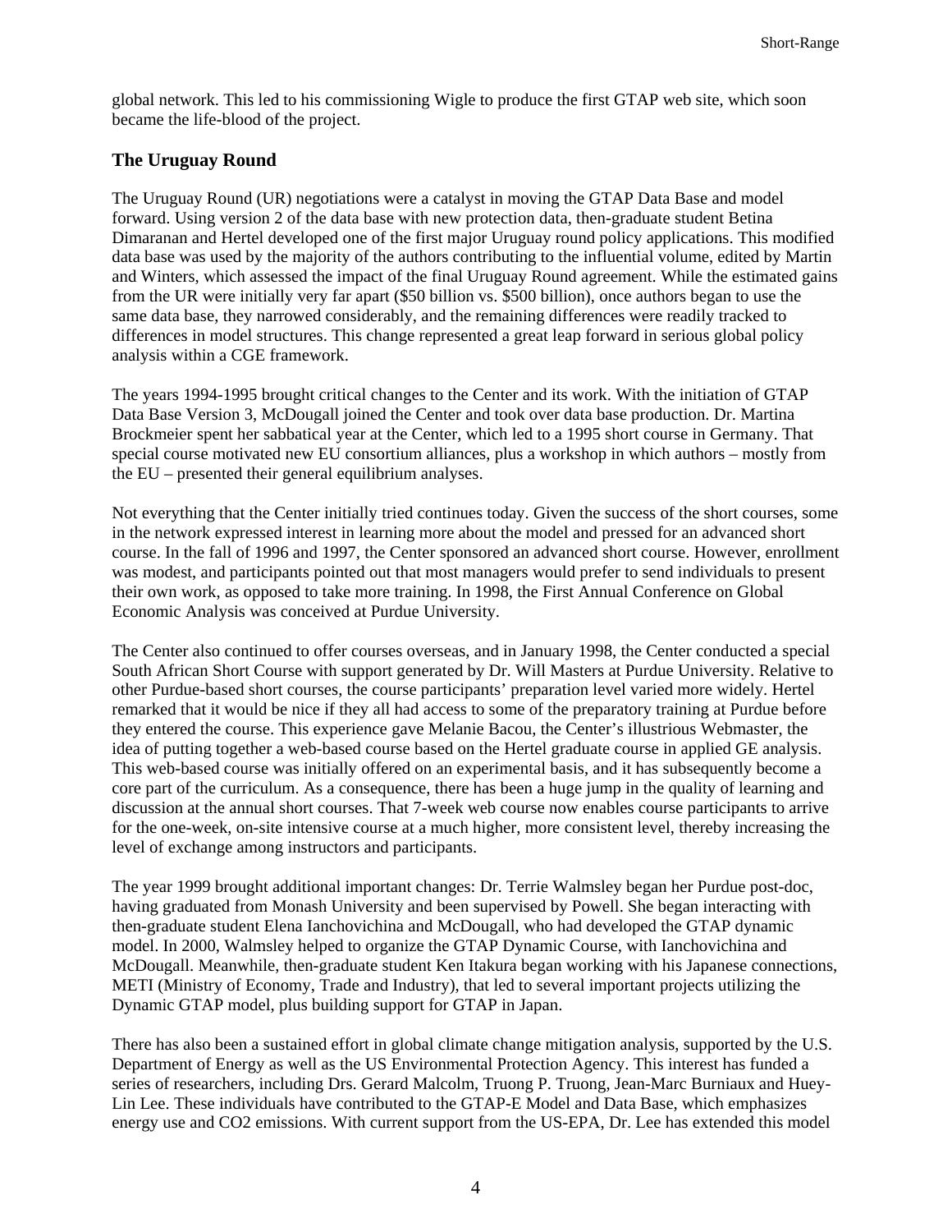global network. This led to his commissioning Wigle to produce the first GTAP web site, which soon became the life-blood of the project.

### The Uruguay Round

The Uruguay Round (UR) negotiations were a catalyst in moving the GTAP Data Base and model forward. Using version 2 of the data base with new protection data, then-graduate student Betina Dimaranan and Hertel developed one of the first major Uruguay round policy applications. This modified data base was used by the majority of the authors contributing to the influential volume, edited by Martin and Winters, which assessed the impact of the final Uruguay Round agreement. While the estimated gains from the UR were initially very far apart ($50 billion vs. $500 billion), once authors began to use the same data base, they narrowed considerably, and the remaining differences were readily tracked to differences in model structures. This change represented a great leap forward in serious global policy analysis within a CGE framework.

The years 1994-1995 brought critical changes to the Center and its work. With the initiation of GTAP Data Base Version 3, McDougall joined the Center and took over data base production. Dr. Martina Brockmeier spent her sabbatical year at the Center, which led to a 1995 short course in Germany. That special course motivated new EU consortium alliances, plus a workshop in which authors – mostly from the EU – presented their general equilibrium analyses.

Not everything that the Center initially tried continues today. Given the success of the short courses, some in the network expressed interest in learning more about the model and pressed for an advanced short course. In the fall of 1996 and 1997, the Center sponsored an advanced short course. However, enrollment was modest, and participants pointed out that most managers would prefer to send individuals to present their own work, as opposed to take more training. In 1998, the First Annual Conference on Global Economic Analysis was conceived at Purdue University.

The Center also continued to offer courses overseas, and in January 1998, the Center conducted a special South African Short Course with support generated by Dr. Will Masters at Purdue University. Relative to other Purdue-based short courses, the course participants' preparation level varied more widely. Hertel remarked that it would be nice if they all had access to some of the preparatory training at Purdue before they entered the course. This experience gave Melanie Bacou, the Center's illustrious Webmaster, the idea of putting together a web-based course based on the Hertel graduate course in applied GE analysis. This web-based course was initially offered on an experimental basis, and it has subsequently become a core part of the curriculum. As a consequence, there has been a huge jump in the quality of learning and discussion at the annual short courses. That 7-week web course now enables course participants to arrive for the one-week, on-site intensive course at a much higher, more consistent level, thereby increasing the level of exchange among instructors and participants.

The year 1999 brought additional important changes: Dr. Terrie Walmsley began her Purdue post-doc, having graduated from Monash University and been supervised by Powell. She began interacting with then-graduate student Elena Ianchovichina and McDougall, who had developed the GTAP dynamic model. In 2000, Walmsley helped to organize the GTAP Dynamic Course, with Ianchovichina and McDougall. Meanwhile, then-graduate student Ken Itakura began working with his Japanese connections, METI (Ministry of Economy, Trade and Industry), that led to several important projects utilizing the Dynamic GTAP model, plus building support for GTAP in Japan.

There has also been a sustained effort in global climate change mitigation analysis, supported by the U.S. Department of Energy as well as the US Environmental Protection Agency. This interest has funded a series of researchers, including Drs. Gerard Malcolm, Truong P. Truong, Jean-Marc Burniaux and Huey-Lin Lee. These individuals have contributed to the GTAP-E Model and Data Base, which emphasizes energy use and $CO_2$ emissions. With current support from the US-EPA, Dr. Lee has extended this model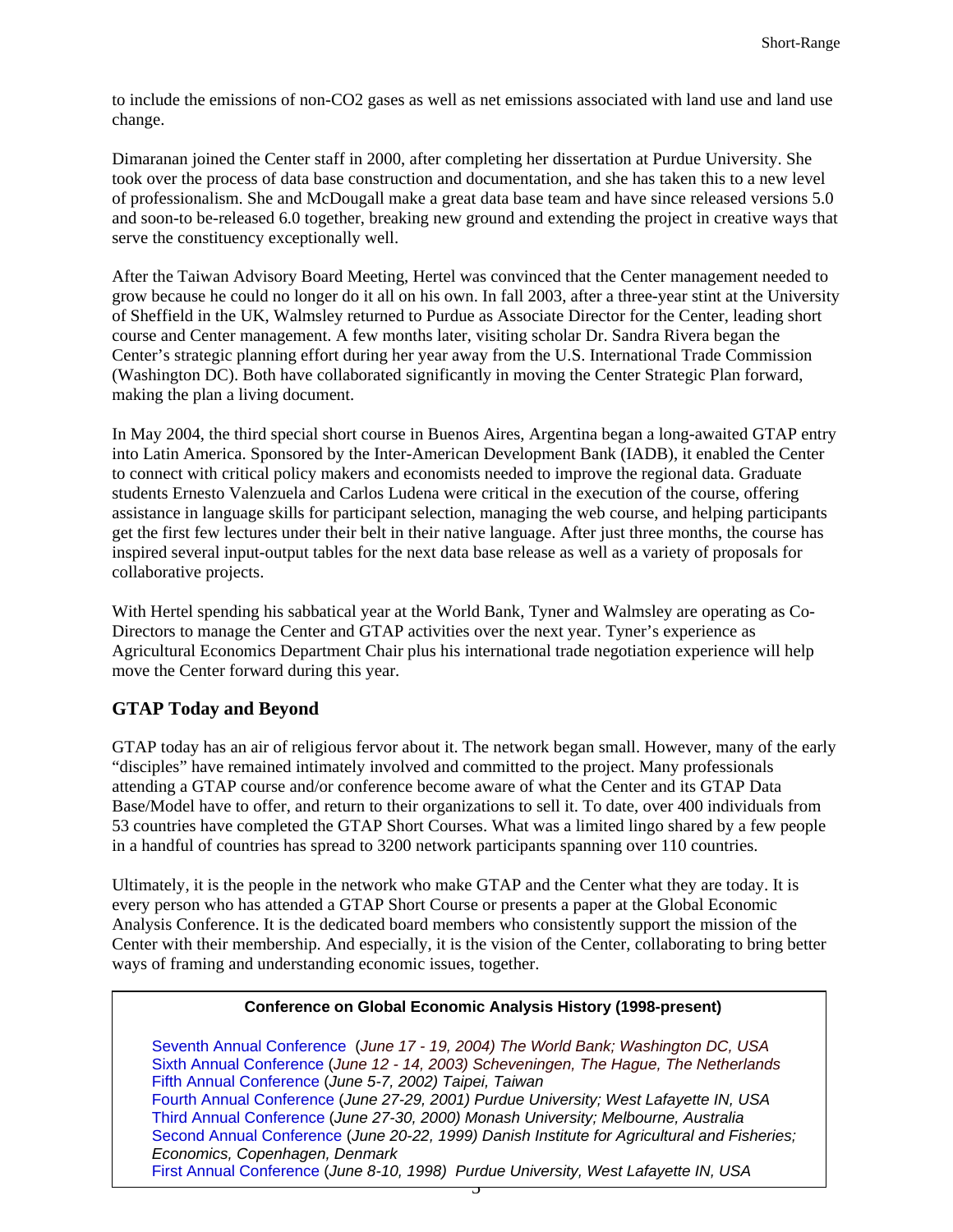to include the emissions of non-CO2 gases as well as net emissions associated with land use and land use change.

Dimaranan joined the Center staff in 2000, after completing her dissertation at Purdue University. She took over the process of data base construction and documentation, and she has taken this to a new level of professionalism. She and McDougall make a great data base team and have since released versions 5.0 and soon-to be-released 6.0 together, breaking new ground and extending the project in creative ways that serve the constituency exceptionally well.

After the Taiwan Advisory Board Meeting, Hertel was convinced that the Center management needed to grow because he could no longer do it all on his own. In fall 2003, after a three-year stint at the University of Sheffield in the UK, Walmsley returned to Purdue as Associate Director for the Center, leading short course and Center management. A few months later, visiting scholar Dr. Sandra Rivera began the Center's strategic planning effort during her year away from the U.S. International Trade Commission (Washington DC). Both have collaborated significantly in moving the Center Strategic Plan forward, making the plan a living document.

In May 2004, the third special short course in Buenos Aires, Argentina began a long-awaited GTAP entry into Latin America. Sponsored by the Inter-American Development Bank (IADB), it enabled the Center to connect with critical policy makers and economists needed to improve the regional data. Graduate students Ernesto Valenzuela and Carlos Ludena were critical in the execution of the course, offering assistance in language skills for participant selection, managing the web course, and helping participants get the first few lectures under their belt in their native language. After just three months, the course has inspired several input-output tables for the next data base release as well as a variety of proposals for collaborative projects.

With Hertel spending his sabbatical year at the World Bank, Tyner and Walmsley are operating as Co-Directors to manage the Center and GTAP activities over the next year. Tyner's experience as Agricultural Economics Department Chair plus his international trade negotiation experience will help move the Center forward during this year.

## GTAP Today and Beyond

GTAP today has an air of religious fervor about it. The network began small. However, many of the early "disciples" have remained intimately involved and committed to the project. Many professionals attending a GTAP course and/or conference become aware of what the Center and its GTAP Data Base/Model have to offer, and return to their organizations to sell it. To date, over 400 individuals from 53 countries have completed the GTAP Short Courses. What was a limited lingo shared by a few people in a handful of countries has spread to 3200 network participants spanning over 110 countries.

Ultimately, it is the people in the network who make GTAP and the Center what they are today. It is every person who has attended a GTAP Short Course or presents a paper at the Global Economic Analysis Conference. It is the dedicated board members who consistently support the mission of the Center with their membership. And especially, it is the vision of the Center, collaborating to bring better ways of framing and understanding economic issues, together.

**Conference on Global Economic Analysis History (1998-present)**

- Seventh Annual Conference (*June 17 - 19, 2004) The World Bank; Washington DC, USA*
- Sixth Annual Conference (*June 12 - 14, 2003) Scheveningen, The Hague, The Netherlands*
- Fifth Annual Conference (*June 5-7, 2002) Taipei, Taiwan*
- Fourth Annual Conference (*June 27-29, 2001) Purdue University; West Lafayette IN, USA*
- Third Annual Conference (*June 27-30, 2000) Monash University; Melbourne, Australia*
- Second Annual Conference (*June 20-22, 1999) Danish Institute for Agricultural and Fisheries; Economics, Copenhagen, Denmark*
- First Annual Conference (*June 8-10, 1998) Purdue University, West Lafayette IN, USA*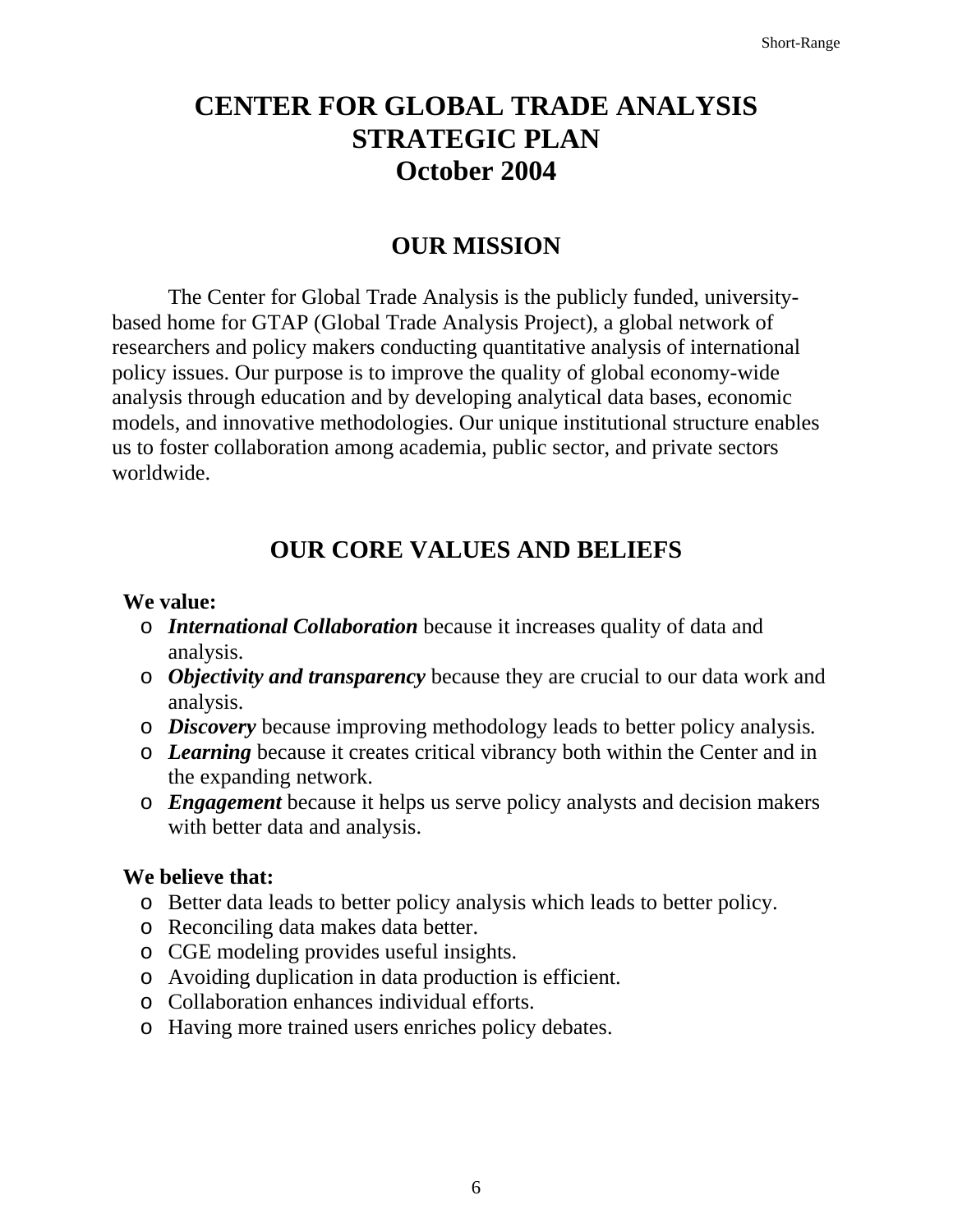# CENTER FOR GLOBAL TRADE ANALYSIS STRATEGIC PLAN October 2004

## OUR MISSION

The Center for Global Trade Analysis is the publicly funded, university-based home for GTAP (Global Trade Analysis Project), a global network of researchers and policy makers conducting quantitative analysis of international policy issues. Our purpose is to improve the quality of global economy-wide analysis through education and by developing analytical data bases, economic models, and innovative methodologies. Our unique institutional structure enables us to foster collaboration among academia, public sector, and private sectors worldwide.

## OUR CORE VALUES AND BELIEFS

**We value:**

- ***International Collaboration*** because it increases quality of data and analysis.
- ***Objectivity and transparency*** because they are crucial to our data work and analysis.
- ***Discovery*** because improving methodology leads to better policy analysis.
- ***Learning*** because it creates critical vibrancy both within the Center and in the expanding network.
- ***Engagement*** because it helps us serve policy analysts and decision makers with better data and analysis.

**We believe that:**

- Better data leads to better policy analysis which leads to better policy.
- Reconciling data makes data better.
- CGE modeling provides useful insights.
- Avoiding duplication in data production is efficient.
- Collaboration enhances individual efforts.
- Having more trained users enriches policy debates.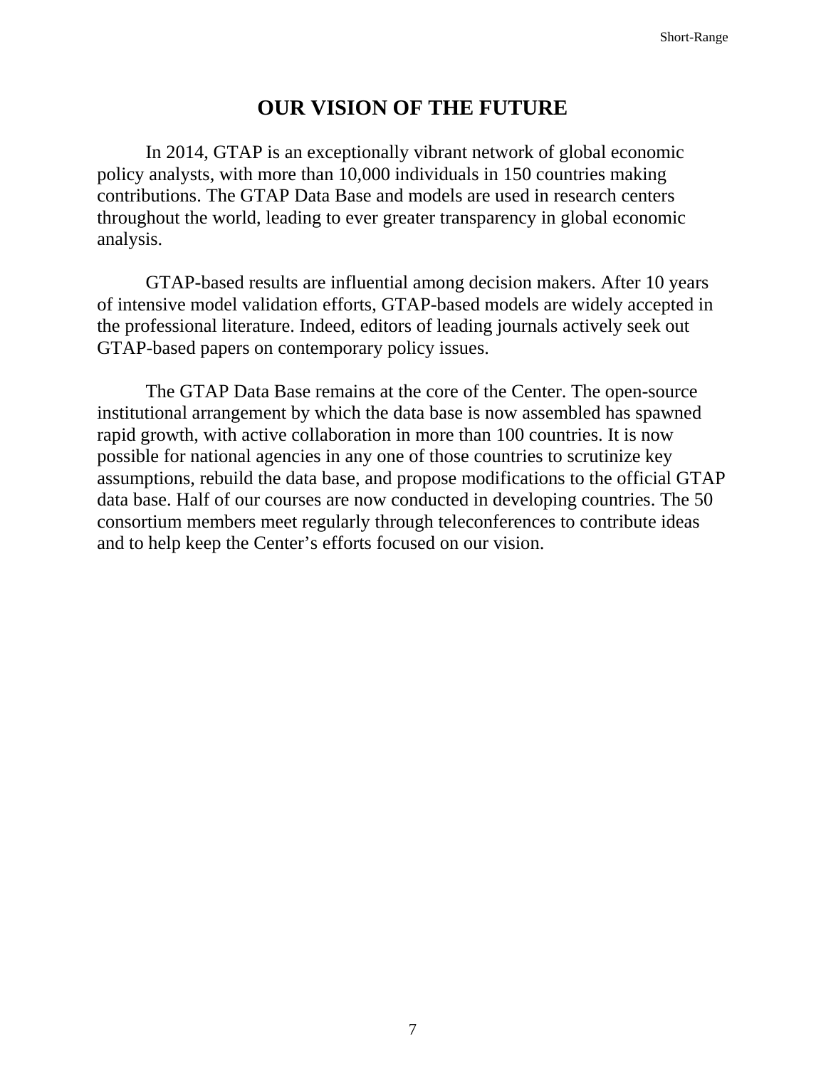# OUR VISION OF THE FUTURE

In 2014, GTAP is an exceptionally vibrant network of global economic policy analysts, with more than 10,000 individuals in 150 countries making contributions. The GTAP Data Base and models are used in research centers throughout the world, leading to ever greater transparency in global economic analysis.

GTAP-based results are influential among decision makers. After 10 years of intensive model validation efforts, GTAP-based models are widely accepted in the professional literature. Indeed, editors of leading journals actively seek out GTAP-based papers on contemporary policy issues.

The GTAP Data Base remains at the core of the Center. The open-source institutional arrangement by which the data base is now assembled has spawned rapid growth, with active collaboration in more than 100 countries. It is now possible for national agencies in any one of those countries to scrutinize key assumptions, rebuild the data base, and propose modifications to the official GTAP data base. Half of our courses are now conducted in developing countries. The 50 consortium members meet regularly through teleconferences to contribute ideas and to help keep the Center's efforts focused on our vision.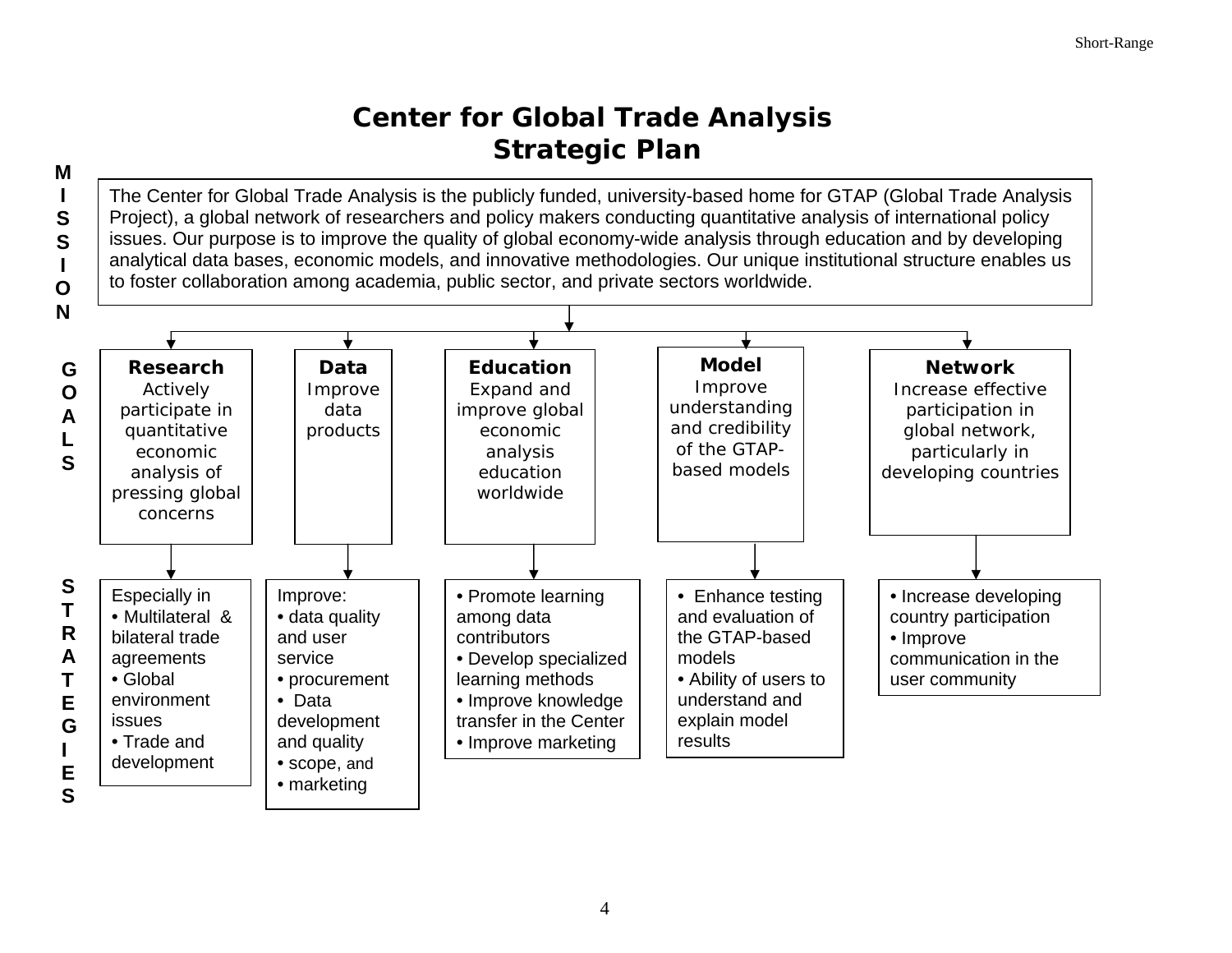# Center for Global Trade Analysis Strategic Plan

## MISSION

The Center for Global Trade Analysis is the publicly funded, university-based home for GTAP (Global Trade Analysis Project), a global network of researchers and policy makers conducting quantitative analysis of international policy issues. Our purpose is to improve the quality of global economy-wide analysis through education and by developing analytical data bases, economic models, and innovative methodologies. Our unique institutional structure enables us to foster collaboration among academia, public sector, and private sectors worldwide.

## GOALS AND STRATEGIES

| | Research | Data | Education | Model | Network |
|---|---|---|---|---|---|
| **GOALS** | Actively participate in quantitative economic analysis of pressing global concerns | Improve data products | Expand and improve global economic analysis education worldwide | Improve understanding and credibility of the GTAP-based models | Increase effective participation in global network, particularly in developing countries |
| **STRATEGIES** | Especially in<br>• Multilateral & bilateral trade agreements<br>• Global environment issues<br>• Trade and development | Improve:<br>• data quality and user service<br>• procurement<br>• Data development and quality<br>• scope, and<br>• marketing | • Promote learning among data contributors<br>• Develop specialized learning methods<br>• Improve knowledge transfer in the Center<br>• Improve marketing | • Enhance testing and evaluation of the GTAP-based models<br>• Ability of users to understand and explain model results | • Increase developing country participation<br>• Improve communication in the user community |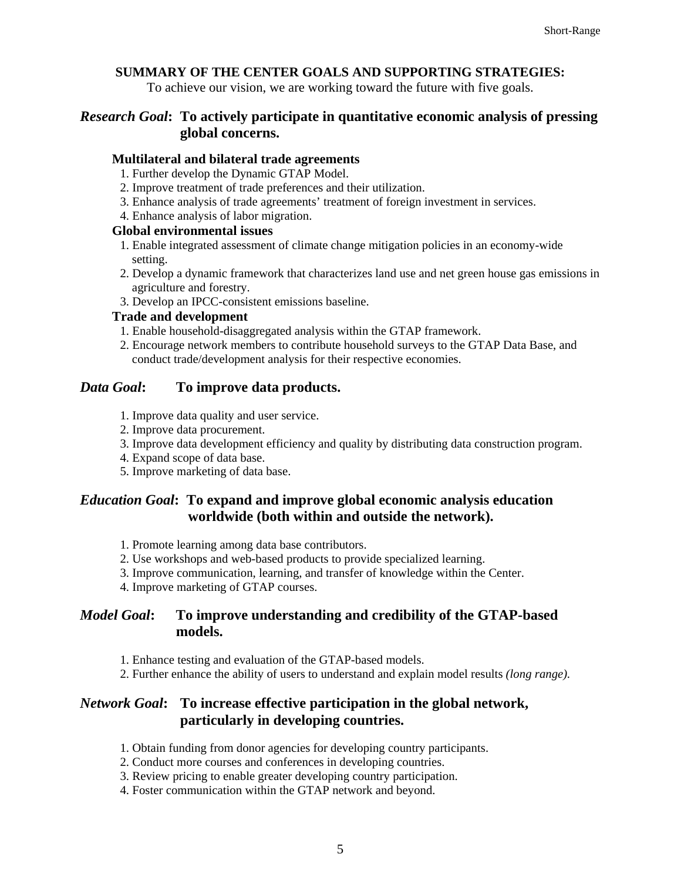## SUMMARY OF THE CENTER GOALS AND SUPPORTING STRATEGIES:

To achieve our vision, we are working toward the future with five goals.

### *Research Goal*: To actively participate in quantitative economic analysis of pressing global concerns.

**Multilateral and bilateral trade agreements**

1. Further develop the Dynamic GTAP Model.
2. Improve treatment of trade preferences and their utilization.
3. Enhance analysis of trade agreements' treatment of foreign investment in services.
4. Enhance analysis of labor migration.

**Global environmental issues**

1. Enable integrated assessment of climate change mitigation policies in an economy-wide setting.
2. Develop a dynamic framework that characterizes land use and net green house gas emissions in agriculture and forestry.
3. Develop an IPCC-consistent emissions baseline.

**Trade and development**

1. Enable household-disaggregated analysis within the GTAP framework.
2. Encourage network members to contribute household surveys to the GTAP Data Base, and conduct trade/development analysis for their respective economies.

### *Data Goal*: To improve data products.

1. Improve data quality and user service.
2. Improve data procurement.
3. Improve data development efficiency and quality by distributing data construction program.
4. Expand scope of data base.
5. Improve marketing of data base.

### *Education Goal*: To expand and improve global economic analysis education worldwide (both within and outside the network).

1. Promote learning among data base contributors.
2. Use workshops and web-based products to provide specialized learning.
3. Improve communication, learning, and transfer of knowledge within the Center.
4. Improve marketing of GTAP courses.

### *Model Goal*: To improve understanding and credibility of the GTAP-based models.

1. Enhance testing and evaluation of the GTAP-based models.
2. Further enhance the ability of users to understand and explain model results *(long range).*

### *Network Goal*: To increase effective participation in the global network, particularly in developing countries.

1. Obtain funding from donor agencies for developing country participants.
2. Conduct more courses and conferences in developing countries.
3. Review pricing to enable greater developing country participation.
4. Foster communication within the GTAP network and beyond.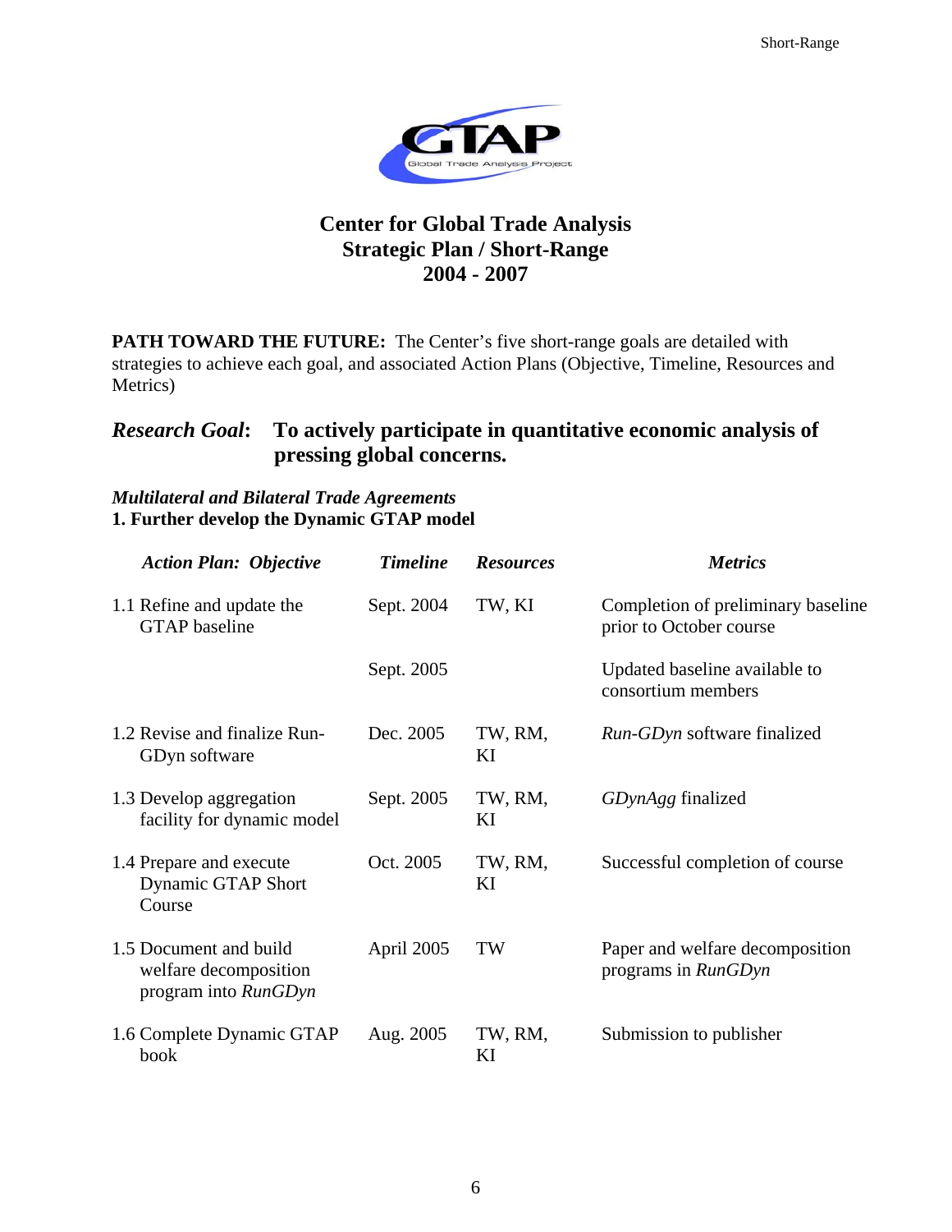# Center for Global Trade Analysis
## Strategic Plan / Short-Range
## 2004 - 2007

**PATH TOWARD THE FUTURE:** The Center's five short-range goals are detailed with strategies to achieve each goal, and associated Action Plans (Objective, Timeline, Resources and Metrics)

### *Research Goal*: To actively participate in quantitative economic analysis of pressing global concerns.

***Multilateral and Bilateral Trade Agreements***
**1. Further develop the Dynamic GTAP model**

| *Action Plan: Objective* | *Timeline* | *Resources* | *Metrics* |
|---|---|---|---|
| 1.1 Refine and update the GTAP baseline | Sept. 2004 | TW, KI | Completion of preliminary baseline prior to October course |
| | Sept. 2005 | | Updated baseline available to consortium members |
| 1.2 Revise and finalize Run-GDyn software | Dec. 2005 | TW, RM, KI | *Run-GDyn* software finalized |
| 1.3 Develop aggregation facility for dynamic model | Sept. 2005 | TW, RM, KI | *GDynAgg* finalized |
| 1.4 Prepare and execute Dynamic GTAP Short Course | Oct. 2005 | TW, RM, KI | Successful completion of course |
| 1.5 Document and build welfare decomposition program into *RunGDyn* | April 2005 | TW | Paper and welfare decomposition programs in *RunGDyn* |
| 1.6 Complete Dynamic GTAP book | Aug. 2005 | TW, RM, KI | Submission to publisher |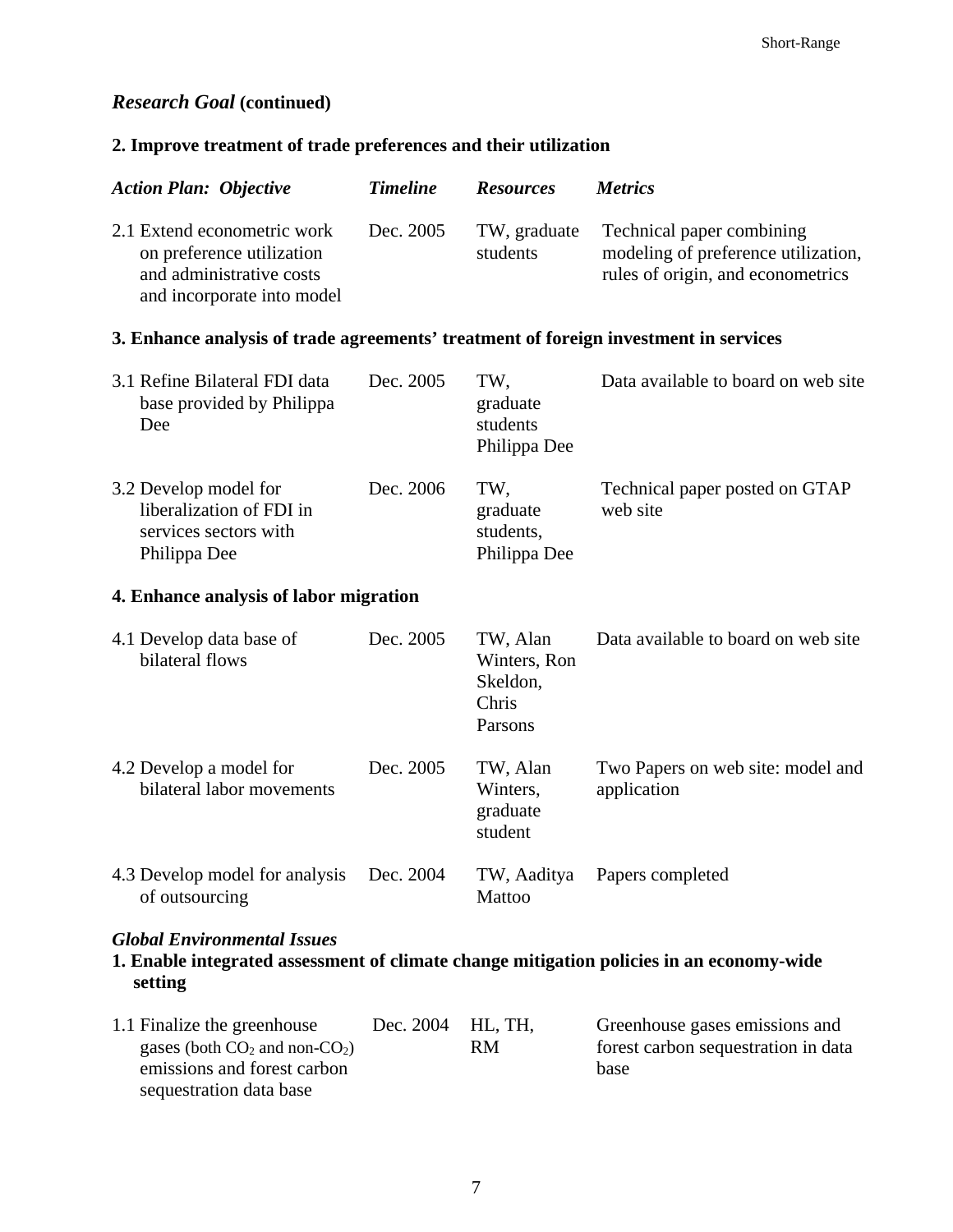***Research Goal* (continued)**

**2. Improve treatment of trade preferences and their utilization**

| *Action Plan: Objective* | *Timeline* | *Resources* | *Metrics* |
|---|---|---|---|
| 2.1 Extend econometric work on preference utilization and administrative costs and incorporate into model | Dec. 2005 | TW, graduate students | Technical paper combining modeling of preference utilization, rules of origin, and econometrics |

**3. Enhance analysis of trade agreements' treatment of foreign investment in services**

| *Action Plan: Objective* | *Timeline* | *Resources* | *Metrics* |
|---|---|---|---|
| 3.1 Refine Bilateral FDI data base provided by Philippa Dee | Dec. 2005 | TW, graduate students Philippa Dee | Data available to board on web site |
| 3.2 Develop model for liberalization of FDI in services sectors with Philippa Dee | Dec. 2006 | TW, graduate students, Philippa Dee | Technical paper posted on GTAP web site |

**4. Enhance analysis of labor migration**

| *Action Plan: Objective* | *Timeline* | *Resources* | *Metrics* |
|---|---|---|---|
| 4.1 Develop data base of bilateral flows | Dec. 2005 | TW, Alan Winters, Ron Skeldon, Chris Parsons | Data available to board on web site |
| 4.2 Develop a model for bilateral labor movements | Dec. 2005 | TW, Alan Winters, graduate student | Two Papers on web site: model and application |
| 4.3 Develop model for analysis of outsourcing | Dec. 2004 | TW, Aaditya Mattoo | Papers completed |

***Global Environmental Issues***

**1. Enable integrated assessment of climate change mitigation policies in an economy-wide setting**

| *Action Plan: Objective* | *Timeline* | *Resources* | *Metrics* |
|---|---|---|---|
| 1.1 Finalize the greenhouse gases (both $CO_2$ and non-$CO_2$) emissions and forest carbon sequestration data base | Dec. 2004 | HL, TH, RM | Greenhouse gases emissions and forest carbon sequestration in data base |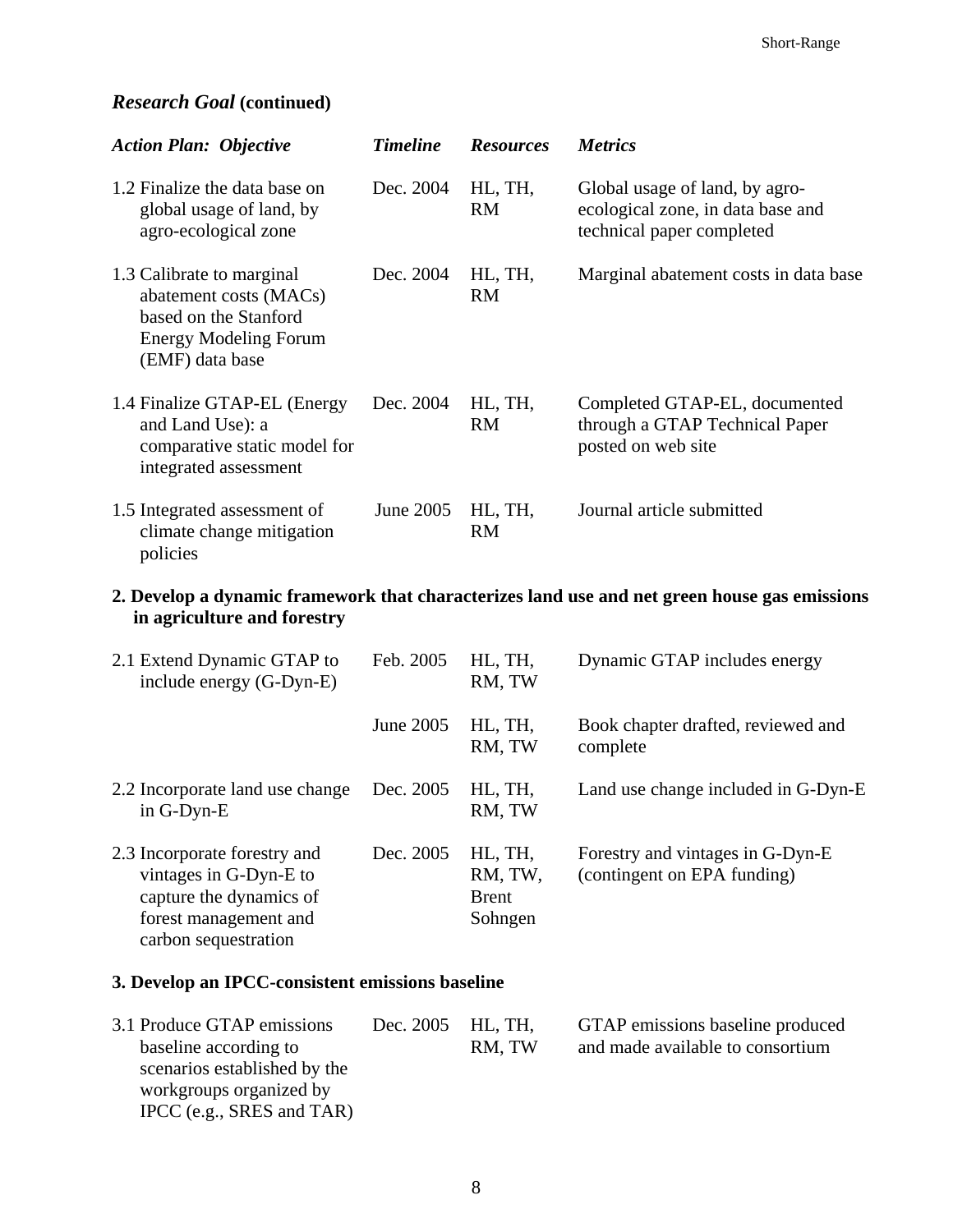***Research Goal* (continued)**

| *Action Plan: Objective* | *Timeline* | *Resources* | *Metrics* |
|---|---|---|---|
| 1.2 Finalize the data base on global usage of land, by agro-ecological zone | Dec. 2004 | HL, TH, RM | Global usage of land, by agro-ecological zone, in data base and technical paper completed |
| 1.3 Calibrate to marginal abatement costs (MACs) based on the Stanford Energy Modeling Forum (EMF) data base | Dec. 2004 | HL, TH, RM | Marginal abatement costs in data base |
| 1.4 Finalize GTAP-EL (Energy and Land Use): a comparative static model for integrated assessment | Dec. 2004 | HL, TH, RM | Completed GTAP-EL, documented through a GTAP Technical Paper posted on web site |
| 1.5 Integrated assessment of climate change mitigation policies | June 2005 | HL, TH, RM | Journal article submitted |

**2. Develop a dynamic framework that characterizes land use and net green house gas emissions in agriculture and forestry**

| *Action Plan: Objective* | *Timeline* | *Resources* | *Metrics* |
|---|---|---|---|
| 2.1 Extend Dynamic GTAP to include energy (G-Dyn-E) | Feb. 2005 | HL, TH, RM, TW | Dynamic GTAP includes energy |
| | June 2005 | HL, TH, RM, TW | Book chapter drafted, reviewed and complete |
| 2.2 Incorporate land use change in G-Dyn-E | Dec. 2005 | HL, TH, RM, TW | Land use change included in G-Dyn-E |
| 2.3 Incorporate forestry and vintages in G-Dyn-E to capture the dynamics of forest management and carbon sequestration | Dec. 2005 | HL, TH, RM, TW, Brent Sohngen | Forestry and vintages in G-Dyn-E (contingent on EPA funding) |

**3. Develop an IPCC-consistent emissions baseline**

| *Action Plan: Objective* | *Timeline* | *Resources* | *Metrics* |
|---|---|---|---|
| 3.1 Produce GTAP emissions baseline according to scenarios established by the workgroups organized by IPCC (e.g., SRES and TAR) | Dec. 2005 | HL, TH, RM, TW | GTAP emissions baseline produced and made available to consortium |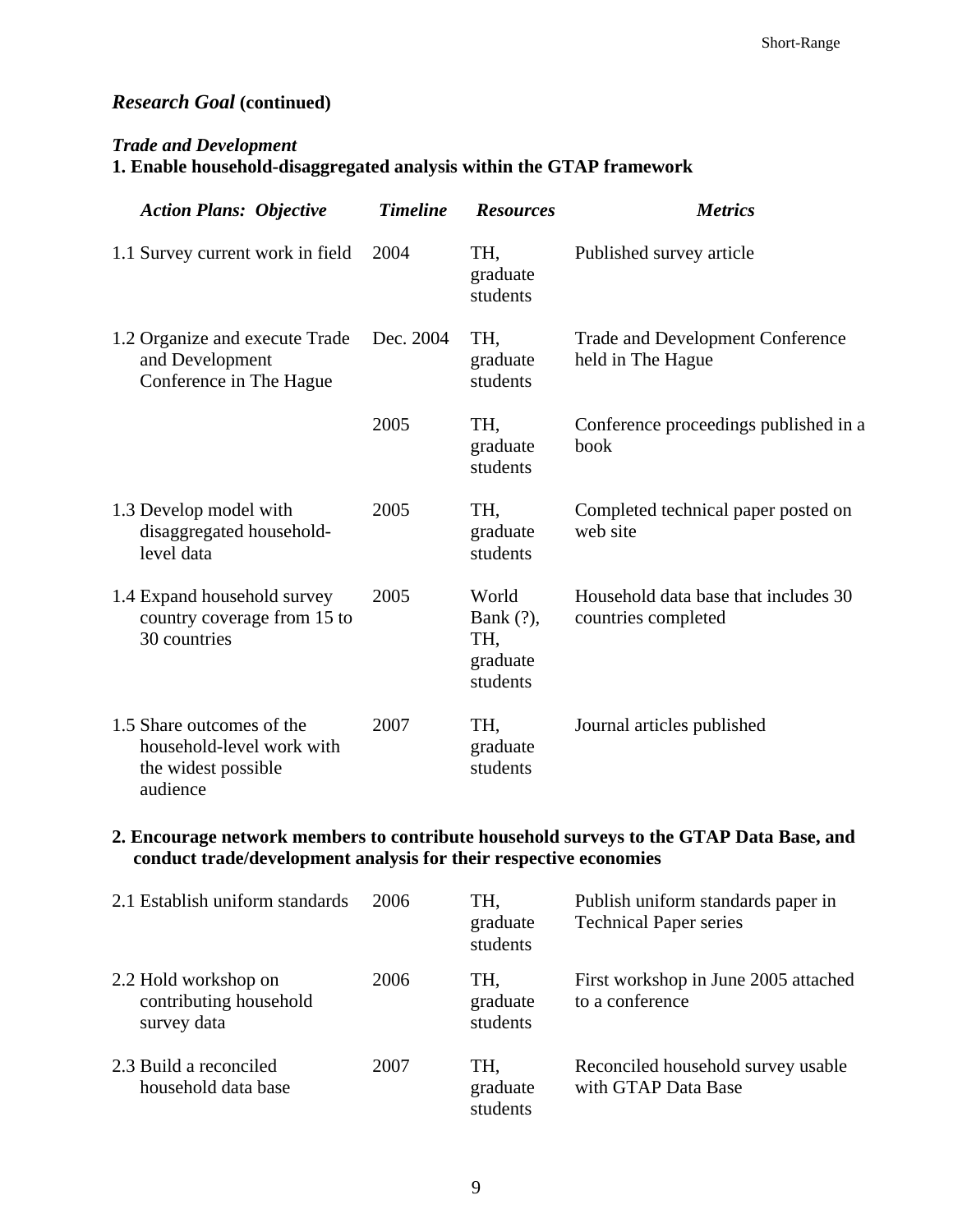## *Research Goal* (continued)

### *Trade and Development*

**1. Enable household-disaggregated analysis within the GTAP framework**

| *Action Plans: Objective* | *Timeline* | *Resources* | *Metrics* |
|---|---|---|---|
| 1.1 Survey current work in field | 2004 | TH, graduate students | Published survey article |
| 1.2 Organize and execute Trade and Development Conference in The Hague | Dec. 2004 | TH, graduate students | Trade and Development Conference held in The Hague |
| | 2005 | TH, graduate students | Conference proceedings published in a book |
| 1.3 Develop model with disaggregated household-level data | 2005 | TH, graduate students | Completed technical paper posted on web site |
| 1.4 Expand household survey country coverage from 15 to 30 countries | 2005 | World Bank (?), TH, graduate students | Household data base that includes 30 countries completed |
| 1.5 Share outcomes of the household-level work with the widest possible audience | 2007 | TH, graduate students | Journal articles published |

**2. Encourage network members to contribute household surveys to the GTAP Data Base, and conduct trade/development analysis for their respective economies**

| *Action Plans: Objective* | *Timeline* | *Resources* | *Metrics* |
|---|---|---|---|
| 2.1 Establish uniform standards | 2006 | TH, graduate students | Publish uniform standards paper in Technical Paper series |
| 2.2 Hold workshop on contributing household survey data | 2006 | TH, graduate students | First workshop in June 2005 attached to a conference |
| 2.3 Build a reconciled household data base | 2007 | TH, graduate students | Reconciled household survey usable with GTAP Data Base |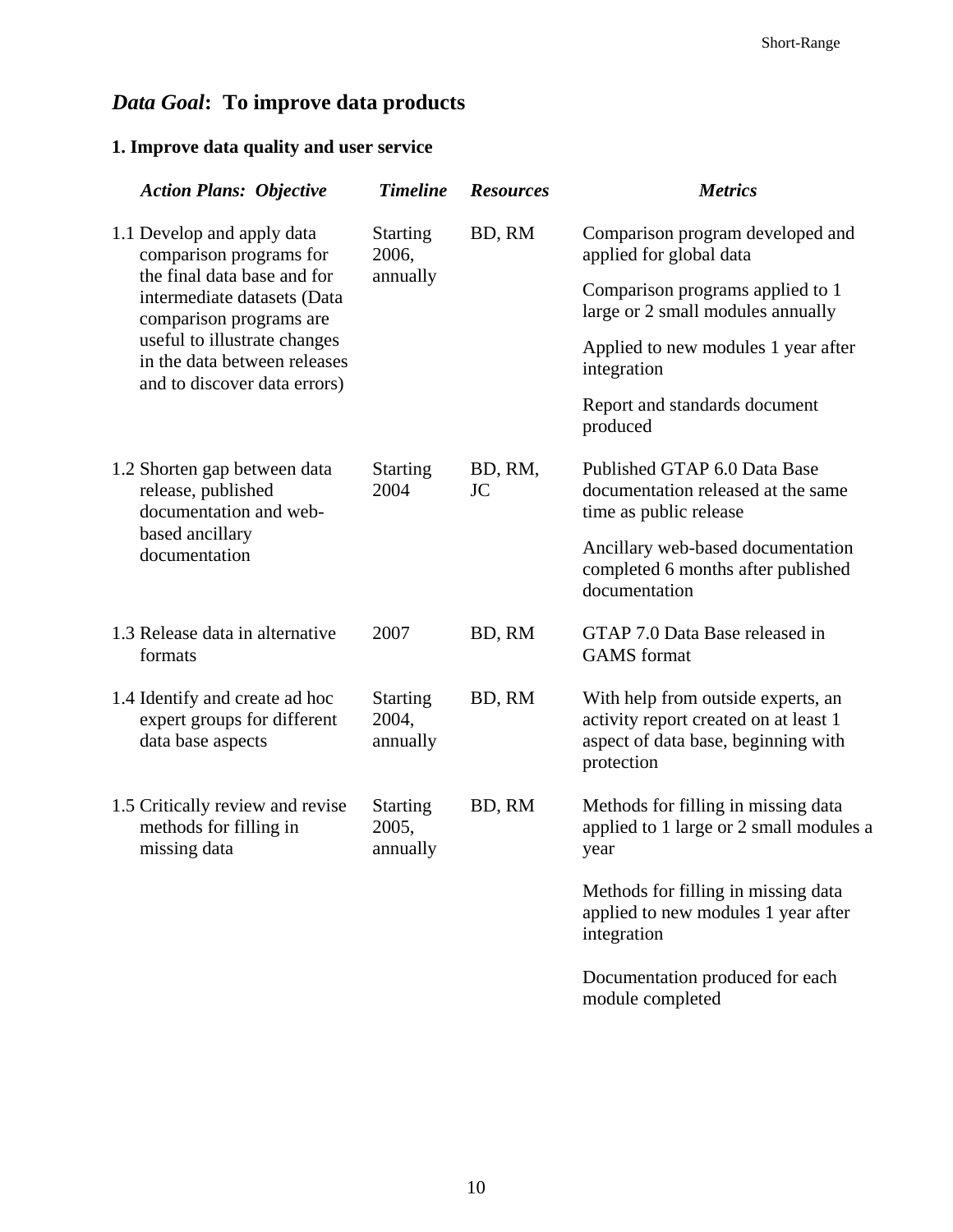## *Data Goal*: To improve data products

### 1. Improve data quality and user service

| *Action Plans: Objective* | *Timeline* | *Resources* | *Metrics* |
|---|---|---|---|
| 1.1 Develop and apply data comparison programs for the final data base and for intermediate datasets (Data comparison programs are useful to illustrate changes in the data between releases and to discover data errors) | Starting 2006, annually | BD, RM | Comparison program developed and applied for global data<br>Comparison programs applied to 1 large or 2 small modules annually<br>Applied to new modules 1 year after integration<br>Report and standards document produced |
| 1.2 Shorten gap between data release, published documentation and web-based ancillary documentation | Starting 2004 | BD, RM, JC | Published GTAP 6.0 Data Base documentation released at the same time as public release<br>Ancillary web-based documentation completed 6 months after published documentation |
| 1.3 Release data in alternative formats | 2007 | BD, RM | GTAP 7.0 Data Base released in GAMS format |
| 1.4 Identify and create ad hoc expert groups for different data base aspects | Starting 2004, annually | BD, RM | With help from outside experts, an activity report created on at least 1 aspect of data base, beginning with protection |
| 1.5 Critically review and revise methods for filling in missing data | Starting 2005, annually | BD, RM | Methods for filling in missing data applied to 1 large or 2 small modules a year<br>Methods for filling in missing data applied to new modules 1 year after integration<br>Documentation produced for each module completed |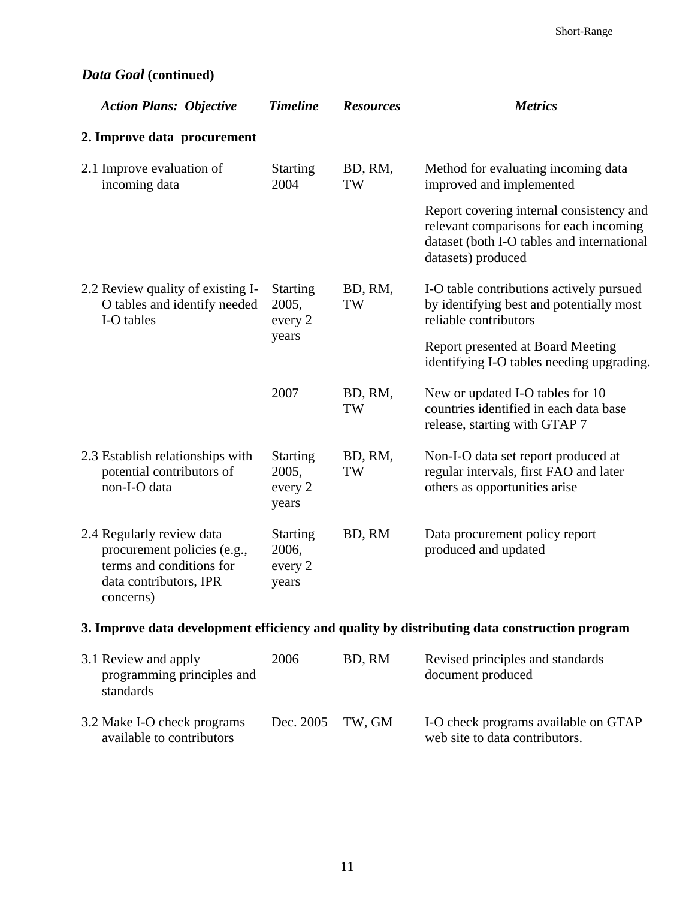### *Data Goal* (continued)

| *Action Plans: Objective* | *Timeline* | *Resources* | *Metrics* |
|---|---|---|---|
| **2. Improve data procurement** | | | |
| 2.1 Improve evaluation of incoming data | Starting 2004 | BD, RM, TW | Method for evaluating incoming data improved and implemented |
| | | | Report covering internal consistency and relevant comparisons for each incoming dataset (both I-O tables and international datasets) produced |
| 2.2 Review quality of existing I-O tables and identify needed I-O tables | Starting 2005, every 2 years | BD, RM, TW | I-O table contributions actively pursued by identifying best and potentially most reliable contributors |
| | | | Report presented at Board Meeting identifying I-O tables needing upgrading. |
| | 2007 | BD, RM, TW | New or updated I-O tables for 10 countries identified in each data base release, starting with GTAP 7 |
| 2.3 Establish relationships with potential contributors of non-I-O data | Starting 2005, every 2 years | BD, RM, TW | Non-I-O data set report produced at regular intervals, first FAO and later others as opportunities arise |
| 2.4 Regularly review data procurement policies (e.g., terms and conditions for data contributors, IPR concerns) | Starting 2006, every 2 years | BD, RM | Data procurement policy report produced and updated |
| **3. Improve data development efficiency and quality by distributing data construction program** | | | |
| 3.1 Review and apply programming principles and standards | 2006 | BD, RM | Revised principles and standards document produced |
| 3.2 Make I-O check programs available to contributors | Dec. 2005 | TW, GM | I-O check programs available on GTAP web site to data contributors. |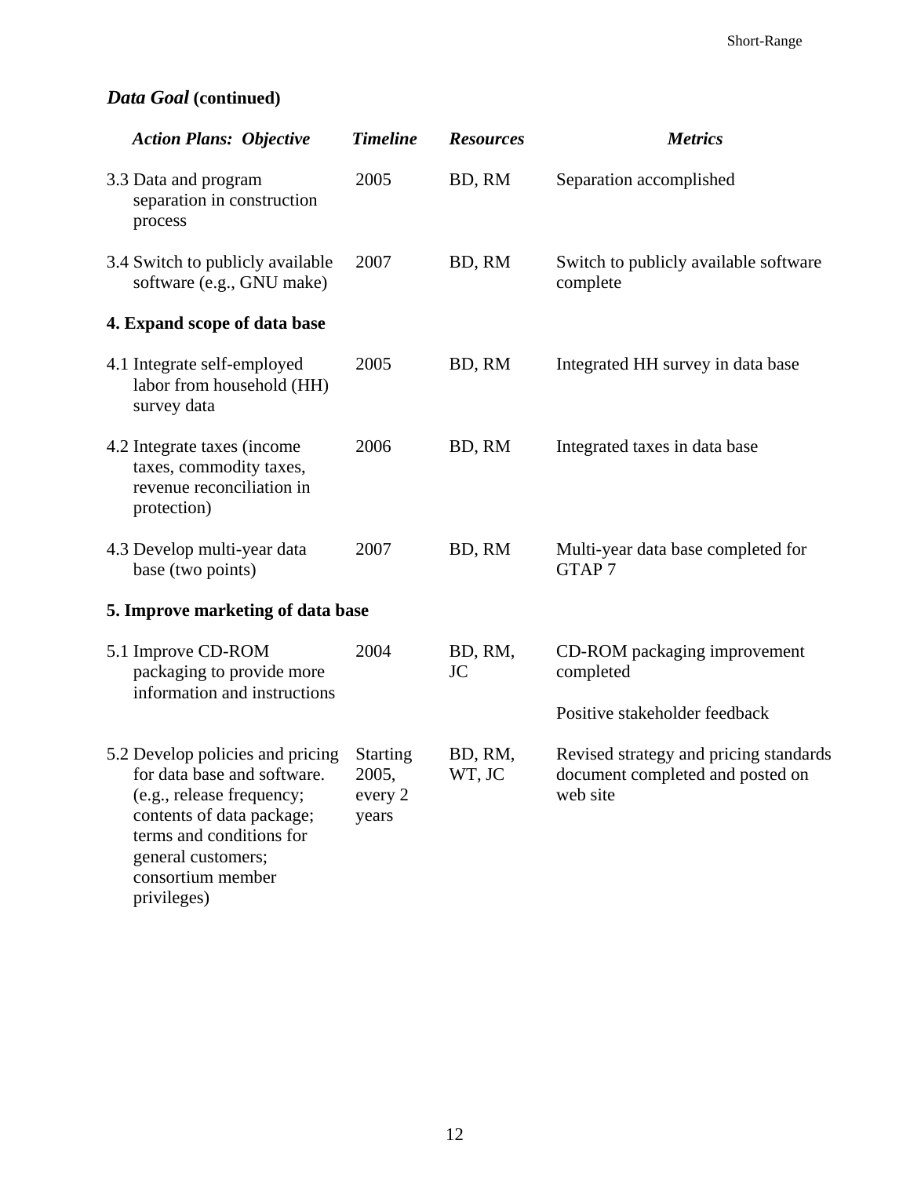## *Data Goal* (continued)

| *Action Plans: Objective* | *Timeline* | *Resources* | *Metrics* |
|---|---|---|---|
| 3.3 Data and program separation in construction process | 2005 | BD, RM | Separation accomplished |
| 3.4 Switch to publicly available software (e.g., GNU make) | 2007 | BD, RM | Switch to publicly available software complete |
| **4. Expand scope of data base** | | | |
| 4.1 Integrate self-employed labor from household (HH) survey data | 2005 | BD, RM | Integrated HH survey in data base |
| 4.2 Integrate taxes (income taxes, commodity taxes, revenue reconciliation in protection) | 2006 | BD, RM | Integrated taxes in data base |
| 4.3 Develop multi-year data base (two points) | 2007 | BD, RM | Multi-year data base completed for GTAP 7 |
| **5. Improve marketing of data base** | | | |
| 5.1 Improve CD-ROM packaging to provide more information and instructions | 2004 | BD, RM, JC | CD-ROM packaging improvement completed<br><br>Positive stakeholder feedback |
| 5.2 Develop policies and pricing for data base and software. (e.g., release frequency; contents of data package; terms and conditions for general customers; consortium member privileges) | Starting 2005, every 2 years | BD, RM, WT, JC | Revised strategy and pricing standards document completed and posted on web site |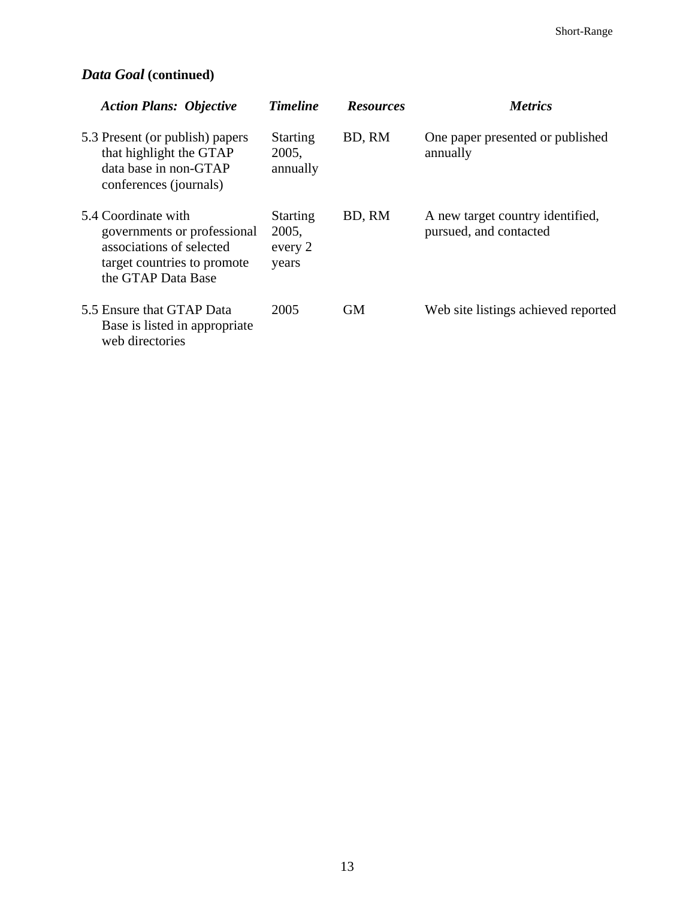### *Data Goal* **(continued)**

| *Action Plans: Objective* | *Timeline* | *Resources* | *Metrics* |
|---|---|---|---|
| 5.3 Present (or publish) papers that highlight the GTAP data base in non-GTAP conferences (journals) | Starting 2005, annually | BD, RM | One paper presented or published annually |
| 5.4 Coordinate with governments or professional associations of selected target countries to promote the GTAP Data Base | Starting 2005, every 2 years | BD, RM | A new target country identified, pursued, and contacted |
| 5.5 Ensure that GTAP Data Base is listed in appropriate web directories | 2005 | GM | Web site listings achieved reported |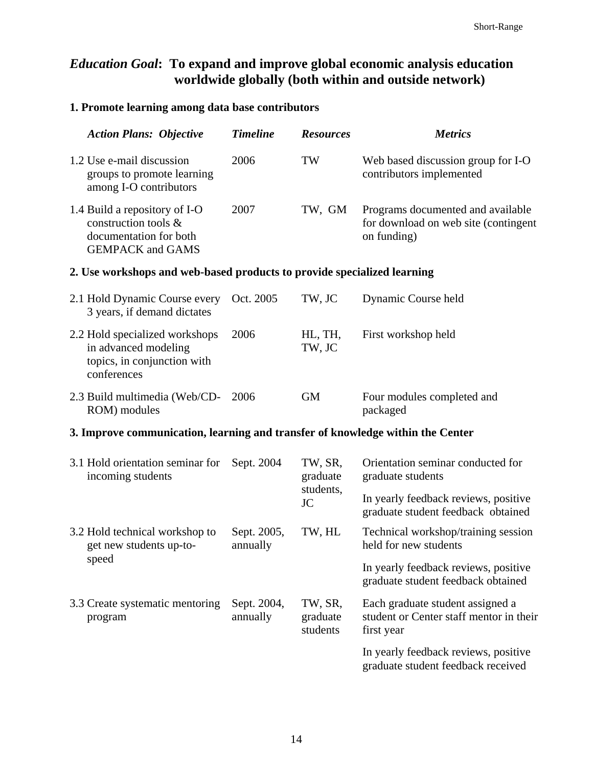## *Education Goal*: To expand and improve global economic analysis education worldwide globally (both within and outside network)

### 1. Promote learning among data base contributors

| *Action Plans: Objective* | *Timeline* | *Resources* | *Metrics* |
|---|---|---|---|
| 1.2 Use e-mail discussion groups to promote learning among I-O contributors | 2006 | TW | Web based discussion group for I-O contributors implemented |
| 1.4 Build a repository of I-O construction tools & documentation for both GEMPACK and GAMS | 2007 | TW, GM | Programs documented and available for download on web site (contingent on funding) |

### 2. Use workshops and web-based products to provide specialized learning

| *Action Plans: Objective* | *Timeline* | *Resources* | *Metrics* |
|---|---|---|---|
| 2.1 Hold Dynamic Course every 3 years, if demand dictates | Oct. 2005 | TW, JC | Dynamic Course held |
| 2.2 Hold specialized workshops in advanced modeling topics, in conjunction with conferences | 2006 | HL, TH, TW, JC | First workshop held |
| 2.3 Build multimedia (Web/CD-ROM) modules | 2006 | GM | Four modules completed and packaged |

### 3. Improve communication, learning and transfer of knowledge within the Center

| *Action Plans: Objective* | *Timeline* | *Resources* | *Metrics* |
|---|---|---|---|
| 3.1 Hold orientation seminar for incoming students | Sept. 2004 | TW, SR, graduate students, JC | Orientation seminar conducted for graduate students<br><br>In yearly feedback reviews, positive graduate student feedback obtained |
| 3.2 Hold technical workshop to get new students up-to-speed | Sept. 2005, annually | TW, HL | Technical workshop/training session held for new students<br><br>In yearly feedback reviews, positive graduate student feedback obtained |
| 3.3 Create systematic mentoring program | Sept. 2004, annually | TW, SR, graduate students | Each graduate student assigned a student or Center staff mentor in their first year<br><br>In yearly feedback reviews, positive graduate student feedback received |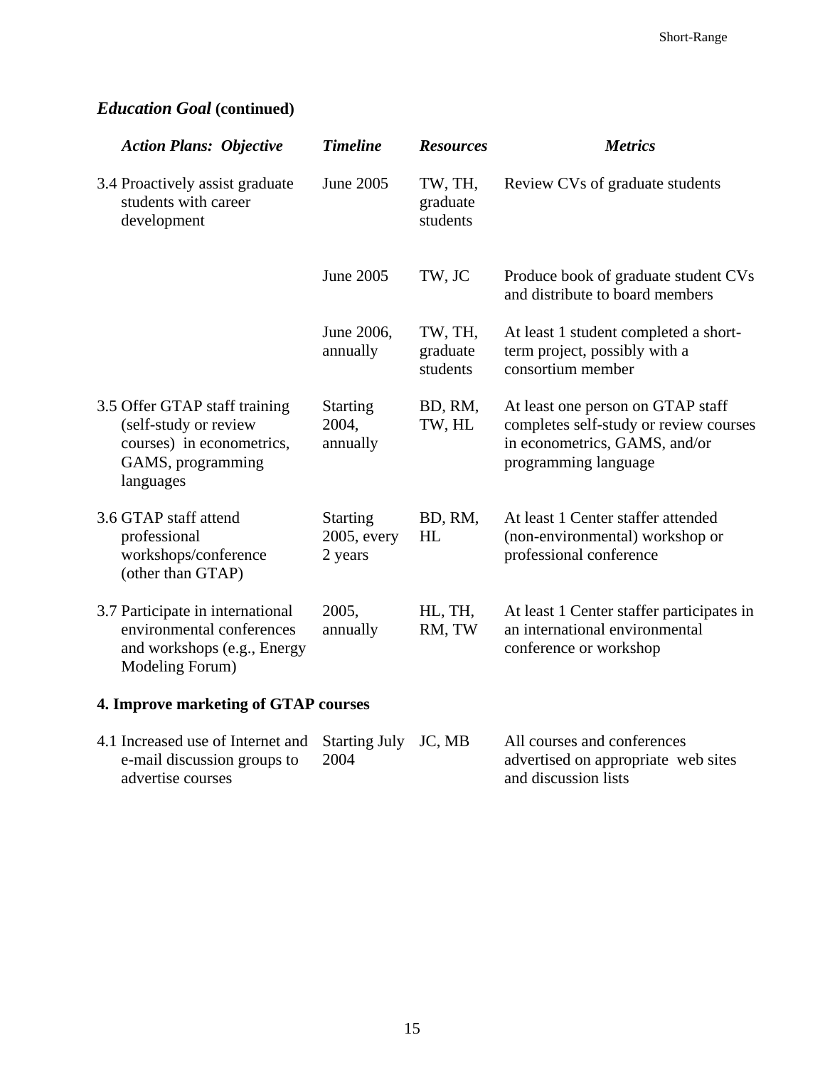## *Education Goal* (continued)

| *Action Plans: Objective* | *Timeline* | *Resources* | *Metrics* |
|---|---|---|---|
| 3.4 Proactively assist graduate students with career development | June 2005 | TW, TH, graduate students | Review CVs of graduate students |
| | June 2005 | TW, JC | Produce book of graduate student CVs and distribute to board members |
| | June 2006, annually | TW, TH, graduate students | At least 1 student completed a short-term project, possibly with a consortium member |
| 3.5 Offer GTAP staff training (self-study or review courses) in econometrics, GAMS, programming languages | Starting 2004, annually | BD, RM, TW, HL | At least one person on GTAP staff completes self-study or review courses in econometrics, GAMS, and/or programming language |
| 3.6 GTAP staff attend professional workshops/conference (other than GTAP) | Starting 2005, every 2 years | BD, RM, HL | At least 1 Center staffer attended (non-environmental) workshop or professional conference |
| 3.7 Participate in international environmental conferences and workshops (e.g., Energy Modeling Forum) | 2005, annually | HL, TH, RM, TW | At least 1 Center staffer participates in an international environmental conference or workshop |
| **4. Improve marketing of GTAP courses** | | | |
| 4.1 Increased use of Internet and e-mail discussion groups to advertise courses | Starting July 2004 | JC, MB | All courses and conferences advertised on appropriate web sites and discussion lists |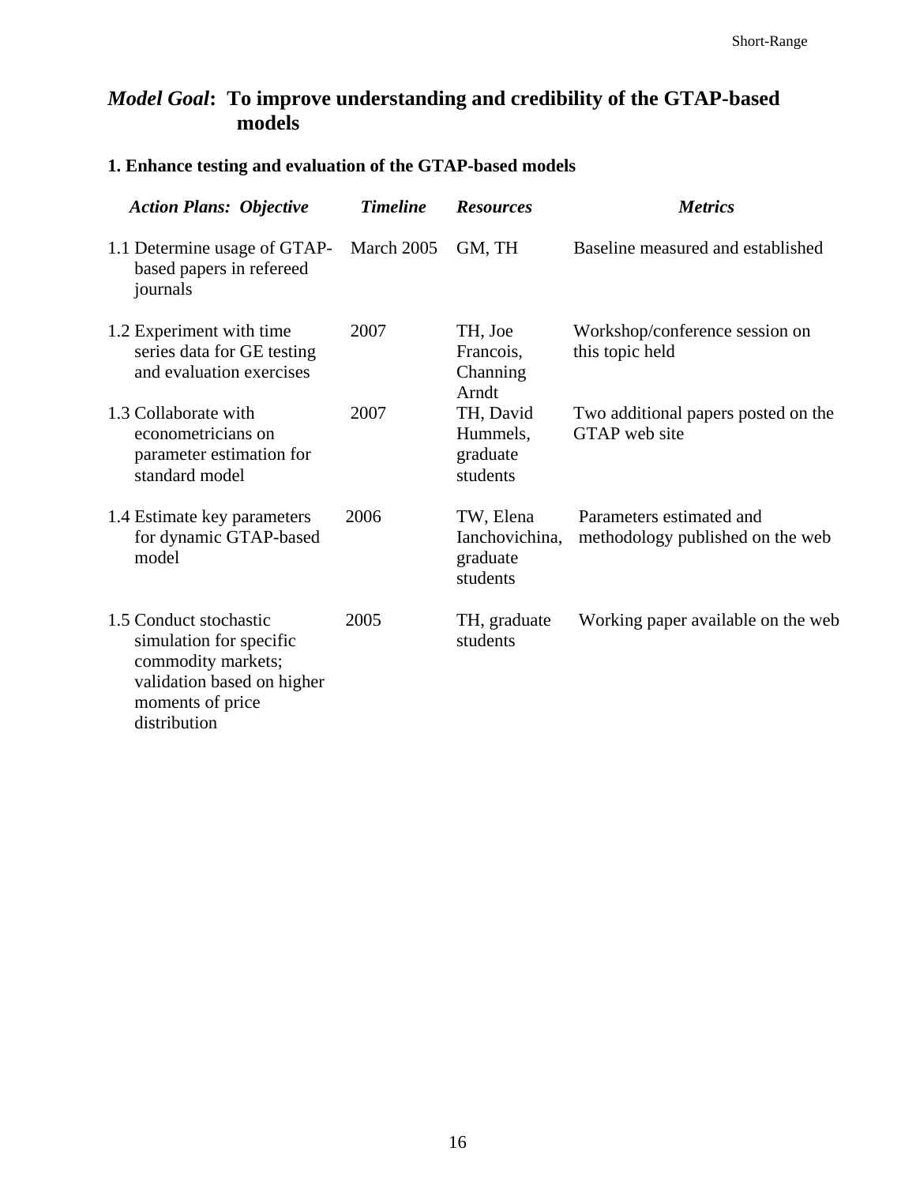## *Model Goal*: To improve understanding and credibility of the GTAP-based models

### 1. Enhance testing and evaluation of the GTAP-based models

| *Action Plans: Objective* | *Timeline* | *Resources* | *Metrics* |
|---|---|---|---|
| 1.1 Determine usage of GTAP-based papers in refereed journals | March 2005 | GM, TH | Baseline measured and established |
| 1.2 Experiment with time series data for GE testing and evaluation exercises | 2007 | TH, Joe Francois, Channing Arndt | Workshop/conference session on this topic held |
| 1.3 Collaborate with econometricians on parameter estimation for standard model | 2007 | TH, David Hummels, graduate students | Two additional papers posted on the GTAP web site |
| 1.4 Estimate key parameters for dynamic GTAP-based model | 2006 | TW, Elena Ianchovichina, graduate students | Parameters estimated and methodology published on the web |
| 1.5 Conduct stochastic simulation for specific commodity markets; validation based on higher moments of price distribution | 2005 | TH, graduate students | Working paper available on the web |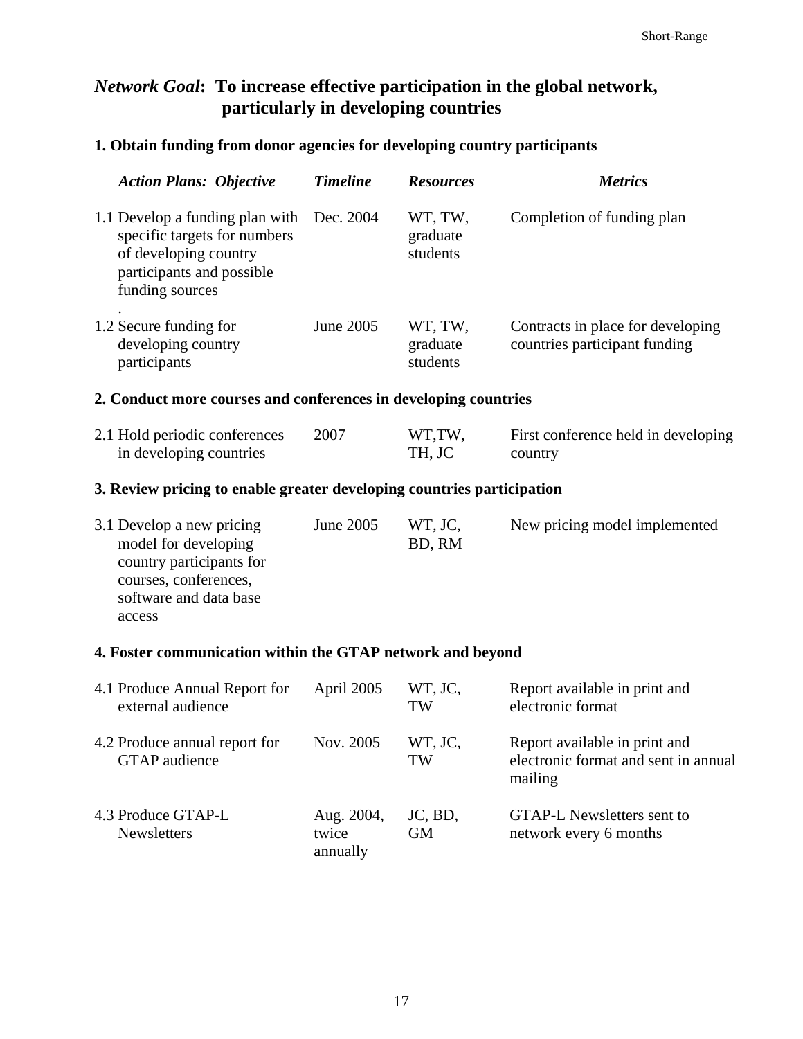## *Network Goal*: To increase effective participation in the global network, particularly in developing countries

### 1. Obtain funding from donor agencies for developing country participants

| *Action Plans: Objective* | *Timeline* | *Resources* | *Metrics* |
|---|---|---|---|
| 1.1 Develop a funding plan with specific targets for numbers of developing country participants and possible funding sources | Dec. 2004 | WT, TW, graduate students | Completion of funding plan |
| 1.2 Secure funding for developing country participants | June 2005 | WT, TW, graduate students | Contracts in place for developing countries participant funding |

### 2. Conduct more courses and conferences in developing countries

| | | | |
|---|---|---|---|
| 2.1 Hold periodic conferences in developing countries | 2007 | WT,TW, TH, JC | First conference held in developing country |

### 3. Review pricing to enable greater developing countries participation

| | | | |
|---|---|---|---|
| 3.1 Develop a new pricing model for developing country participants for courses, conferences, software and data base access | June 2005 | WT, JC, BD, RM | New pricing model implemented |

### 4. Foster communication within the GTAP network and beyond

| | | | |
|---|---|---|---|
| 4.1 Produce Annual Report for external audience | April 2005 | WT, JC, TW | Report available in print and electronic format |
| 4.2 Produce annual report for GTAP audience | Nov. 2005 | WT, JC, TW | Report available in print and electronic format and sent in annual mailing |
| 4.3 Produce GTAP-L Newsletters | Aug. 2004, twice annually | JC, BD, GM | GTAP-L Newsletters sent to network every 6 months |